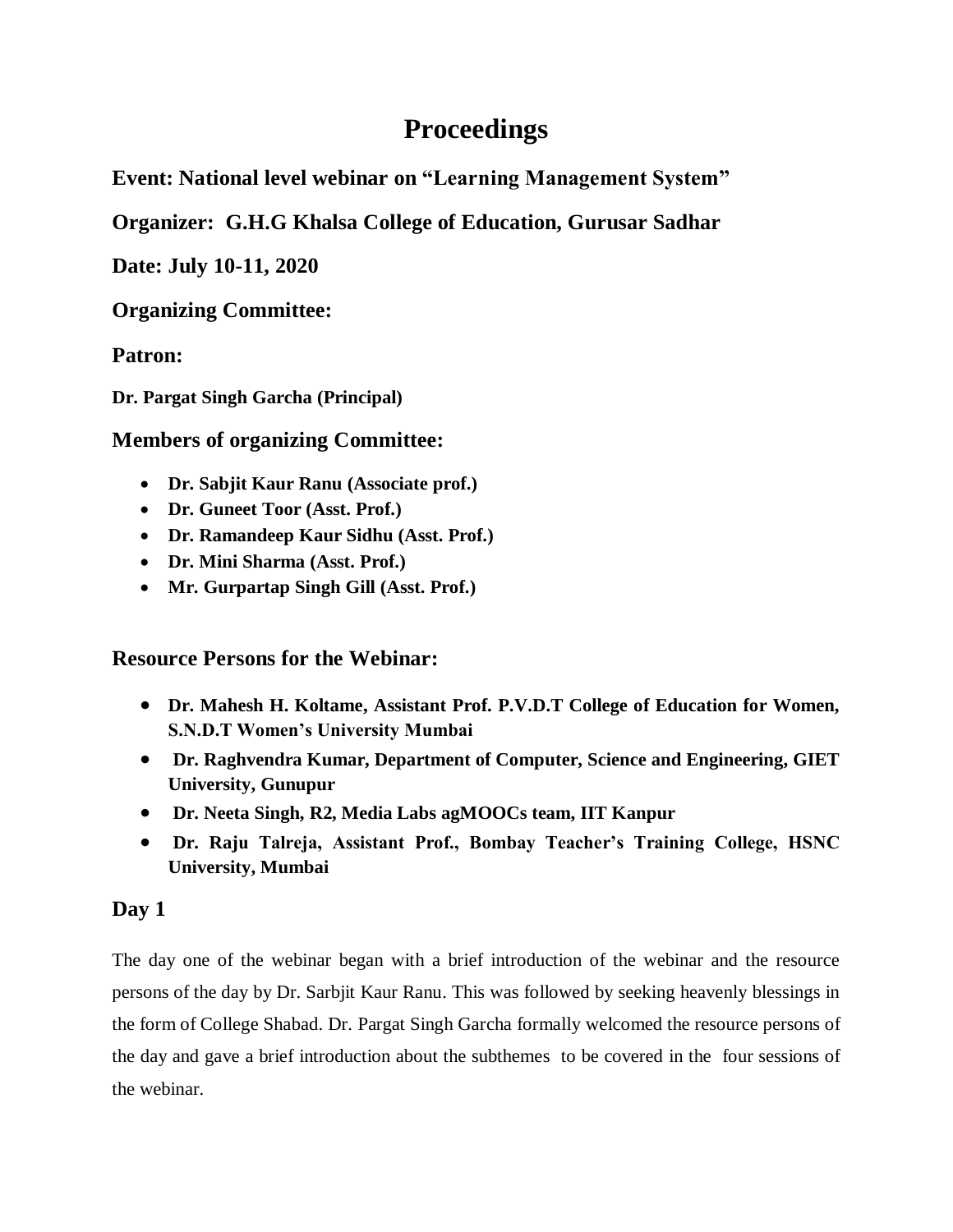# Proceedings

## Event: National level webinar on "Learning Management System"

## Organizer: G.H.G Khalsa College of Education, Gurusar Sadhar

## Date: July 10-11, 2020

### Organizing Committee:

### Patron:

**Dr. Pargat Singh Garcha (Principal)**

### Members of organizing Committee:

- **Dr. Sabjit Kaur Ranu (Associate prof.)**
- **Dr. Guneet Toor (Asst. Prof.)**
- **Dr. Ramandeep Kaur Sidhu (Asst. Prof.)**
- **Dr. Mini Sharma (Asst. Prof.)**
- **Mr. Gurpartap Singh Gill (Asst. Prof.)**

### Resource Persons for the Webinar:

- **Dr. Mahesh H. Koltame, Assistant Prof. P.V.D.T College of Education for Women, S.N.D.T Women's University Mumbai**
- **Dr. Raghvendra Kumar, Department of Computer, Science and Engineering, GIET University, Gunupur**
- **Dr. Neeta Singh, R2, Media Labs agMOOCs team, IIT Kanpur**
- **Dr. Raju Talreja, Assistant Prof., Bombay Teacher's Training College, HSNC University, Mumbai**

### Day 1

The day one of the webinar began with a brief introduction of the webinar and the resource persons of the day by Dr. Sarbjit Kaur Ranu. This was followed by seeking heavenly blessings in the form of College Shabad. Dr. Pargat Singh Garcha formally welcomed the resource persons of the day and gave a brief introduction about the subthemes to be covered in the four sessions of the webinar.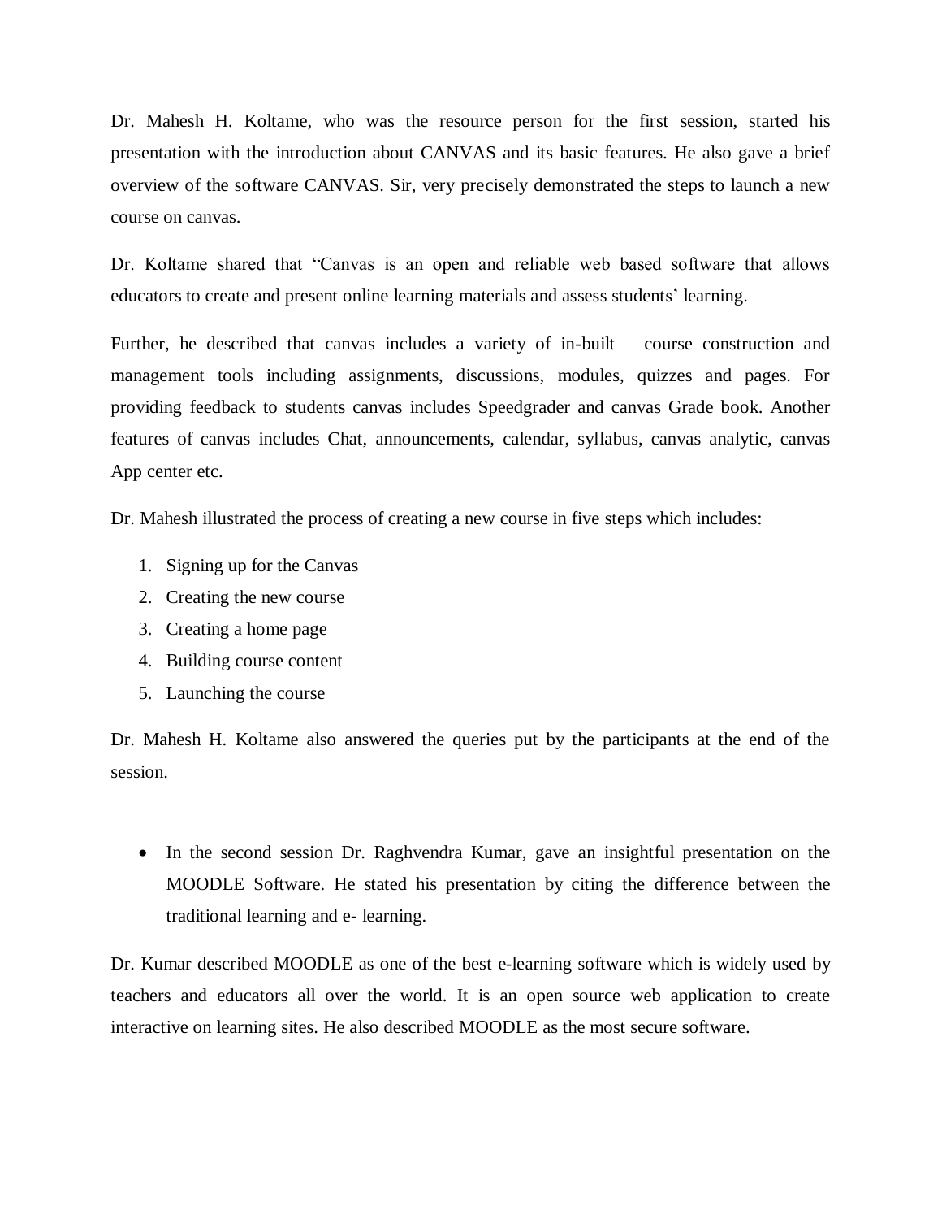Dr. Mahesh H. Koltame, who was the resource person for the first session, started his presentation with the introduction about CANVAS and its basic features. He also gave a brief overview of the software CANVAS. Sir, very precisely demonstrated the steps to launch a new course on canvas.

Dr. Koltame shared that "Canvas is an open and reliable web based software that allows educators to create and present online learning materials and assess students' learning.

Further, he described that canvas includes a variety of in-built – course construction and management tools including assignments, discussions, modules, quizzes and pages. For providing feedback to students canvas includes Speedgrader and canvas Grade book. Another features of canvas includes Chat, announcements, calendar, syllabus, canvas analytic, canvas App center etc.

Dr. Mahesh illustrated the process of creating a new course in five steps which includes:

1. Signing up for the Canvas
2. Creating the new course
3. Creating a home page
4. Building course content
5. Launching the course

Dr. Mahesh H. Koltame also answered the queries put by the participants at the end of the session.

- In the second session Dr. Raghvendra Kumar, gave an insightful presentation on the MOODLE Software. He stated his presentation by citing the difference between the traditional learning and e- learning.

Dr. Kumar described MOODLE as one of the best e-learning software which is widely used by teachers and educators all over the world. It is an open source web application to create interactive on learning sites. He also described MOODLE as the most secure software.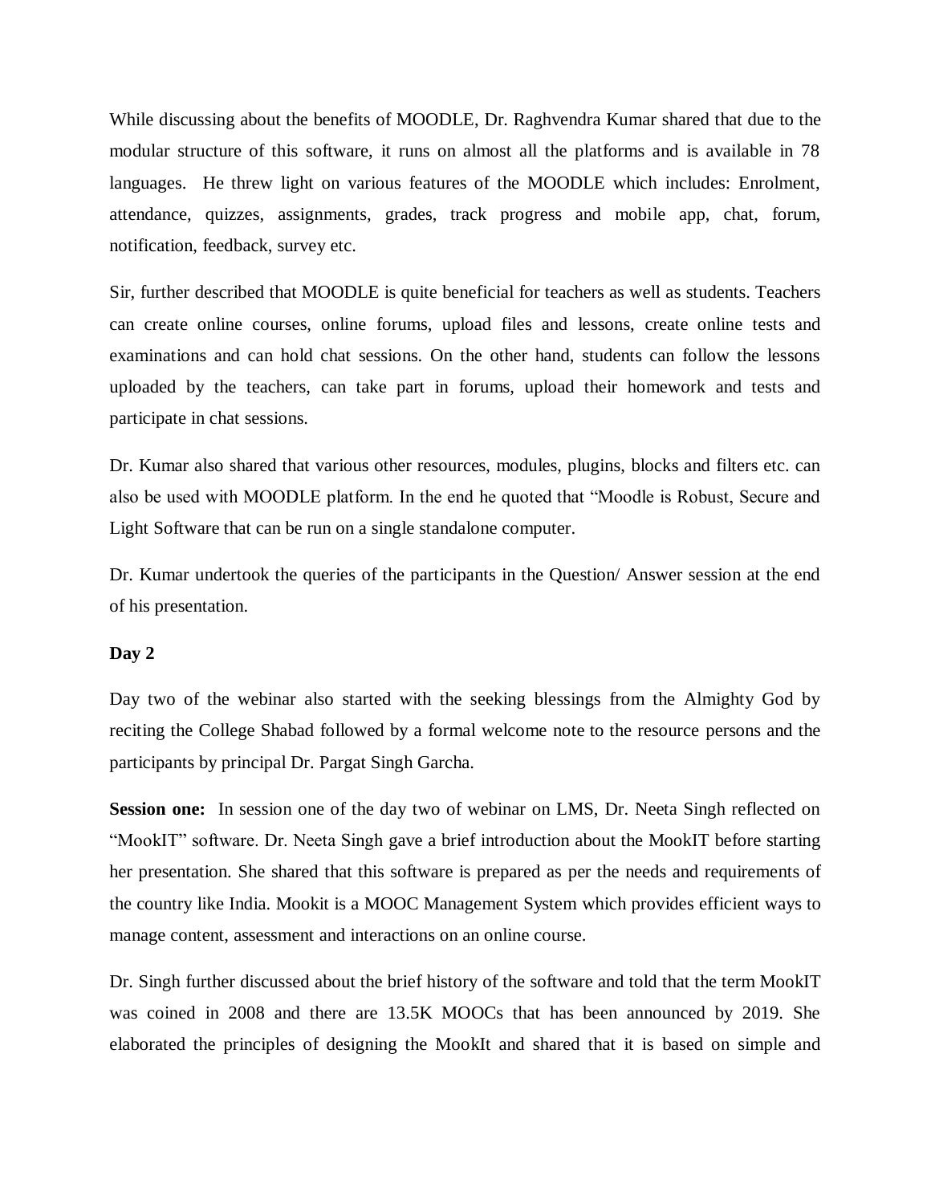While discussing about the benefits of MOODLE, Dr. Raghvendra Kumar shared that due to the modular structure of this software, it runs on almost all the platforms and is available in 78 languages. He threw light on various features of the MOODLE which includes: Enrolment, attendance, quizzes, assignments, grades, track progress and mobile app, chat, forum, notification, feedback, survey etc.

Sir, further described that MOODLE is quite beneficial for teachers as well as students. Teachers can create online courses, online forums, upload files and lessons, create online tests and examinations and can hold chat sessions. On the other hand, students can follow the lessons uploaded by the teachers, can take part in forums, upload their homework and tests and participate in chat sessions.

Dr. Kumar also shared that various other resources, modules, plugins, blocks and filters etc. can also be used with MOODLE platform. In the end he quoted that "Moodle is Robust, Secure and Light Software that can be run on a single standalone computer.

Dr. Kumar undertook the queries of the participants in the Question/ Answer session at the end of his presentation.

**Day 2**

Day two of the webinar also started with the seeking blessings from the Almighty God by reciting the College Shabad followed by a formal welcome note to the resource persons and the participants by principal Dr. Pargat Singh Garcha.

**Session one:** In session one of the day two of webinar on LMS, Dr. Neeta Singh reflected on "MookIT" software. Dr. Neeta Singh gave a brief introduction about the MookIT before starting her presentation. She shared that this software is prepared as per the needs and requirements of the country like India. Mookit is a MOOC Management System which provides efficient ways to manage content, assessment and interactions on an online course.

Dr. Singh further discussed about the brief history of the software and told that the term MookIT was coined in 2008 and there are 13.5K MOOCs that has been announced by 2019. She elaborated the principles of designing the MookIt and shared that it is based on simple and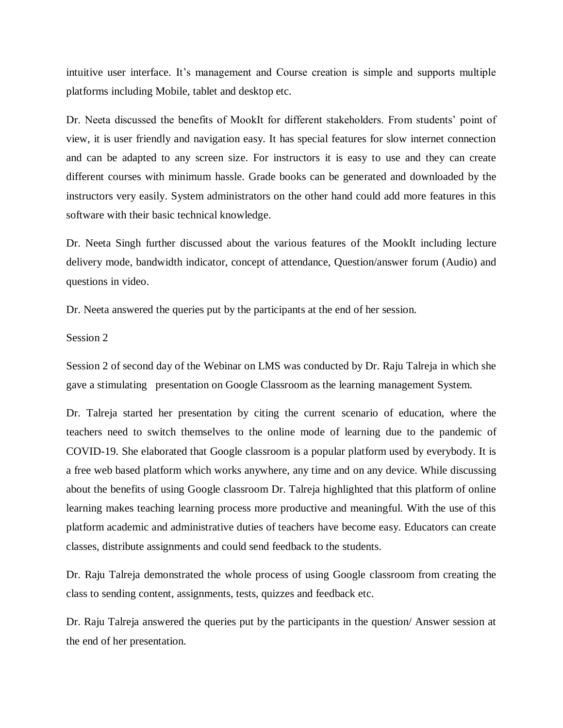intuitive user interface. It's management and Course creation is simple and supports multiple platforms including Mobile, tablet and desktop etc.

Dr. Neeta discussed the benefits of MookIt for different stakeholders. From students' point of view, it is user friendly and navigation easy. It has special features for slow internet connection and can be adapted to any screen size. For instructors it is easy to use and they can create different courses with minimum hassle. Grade books can be generated and downloaded by the instructors very easily. System administrators on the other hand could add more features in this software with their basic technical knowledge.

Dr. Neeta Singh further discussed about the various features of the MookIt including lecture delivery mode, bandwidth indicator, concept of attendance, Question/answer forum (Audio) and questions in video.

Dr. Neeta answered the queries put by the participants at the end of her session.

Session 2

Session 2 of second day of the Webinar on LMS was conducted by Dr. Raju Talreja in which she gave a stimulating presentation on Google Classroom as the learning management System.

Dr. Talreja started her presentation by citing the current scenario of education, where the teachers need to switch themselves to the online mode of learning due to the pandemic of COVID-19. She elaborated that Google classroom is a popular platform used by everybody. It is a free web based platform which works anywhere, any time and on any device. While discussing about the benefits of using Google classroom Dr. Talreja highlighted that this platform of online learning makes teaching learning process more productive and meaningful. With the use of this platform academic and administrative duties of teachers have become easy. Educators can create classes, distribute assignments and could send feedback to the students.

Dr. Raju Talreja demonstrated the whole process of using Google classroom from creating the class to sending content, assignments, tests, quizzes and feedback etc.

Dr. Raju Talreja answered the queries put by the participants in the question/ Answer session at the end of her presentation.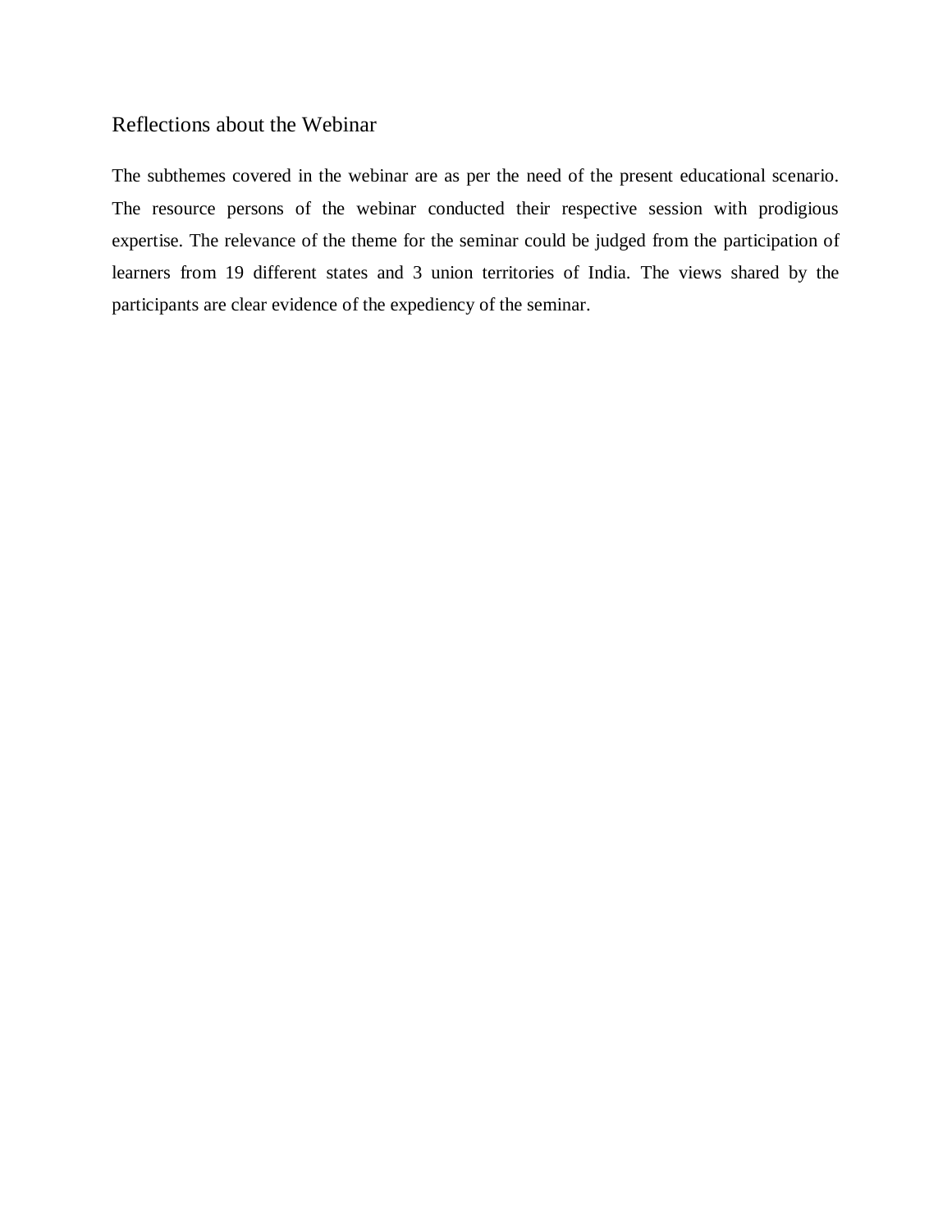## Reflections about the Webinar

The subthemes covered in the webinar are as per the need of the present educational scenario. The resource persons of the webinar conducted their respective session with prodigious expertise. The relevance of the theme for the seminar could be judged from the participation of learners from 19 different states and 3 union territories of India. The views shared by the participants are clear evidence of the expediency of the seminar.